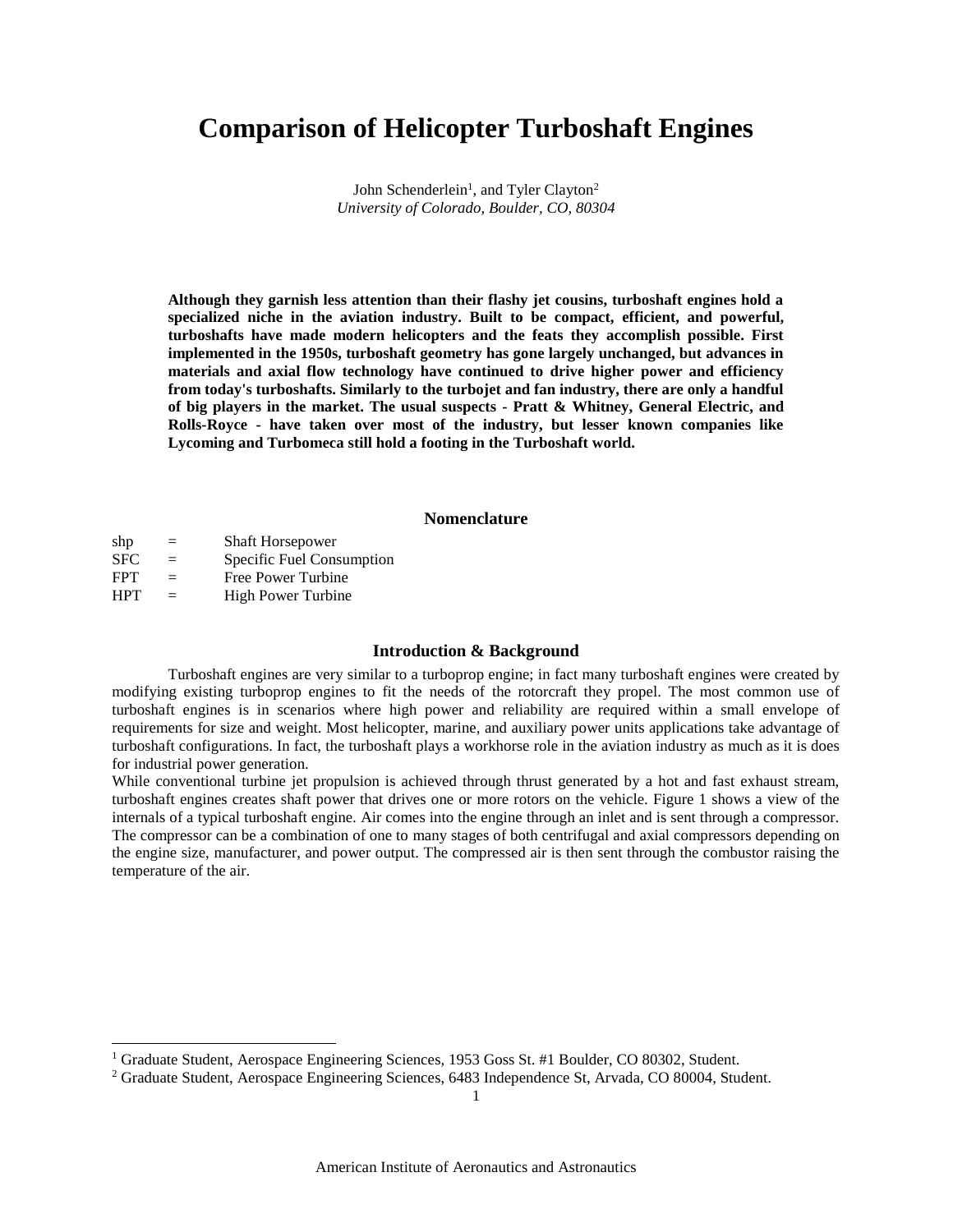# Comparison of Helicopter Turboshaft Engines

John Schenderlein[1], and Tyler Clayton[2]
*University of Colorado, Boulder, CO, 80304*

**Although they garnish less attention than their flashy jet cousins, turboshaft engines hold a specialized niche in the aviation industry. Built to be compact, efficient, and powerful, turboshafts have made modern helicopters and the feats they accomplish possible. First implemented in the 1950s, turboshaft geometry has gone largely unchanged, but advances in materials and axial flow technology have continued to drive higher power and efficiency from today's turboshafts. Similarly to the turbojet and fan industry, there are only a handful of big players in the market. The usual suspects - Pratt & Whitney, General Electric, and Rolls-Royce - have taken over most of the industry, but lesser known companies like Lycoming and Turbomeca still hold a footing in the Turboshaft world.**

## Nomenclature

| | | |
|---|---|---|
| shp | = | Shaft Horsepower |
| SFC | = | Specific Fuel Consumption |
| FPT | = | Free Power Turbine |
| HPT | = | High Power Turbine |

## Introduction & Background

Turboshaft engines are very similar to a turboprop engine; in fact many turboshaft engines were created by modifying existing turboprop engines to fit the needs of the rotorcraft they propel. The most common use of turboshaft engines is in scenarios where high power and reliability are required within a small envelope of requirements for size and weight. Most helicopter, marine, and auxiliary power units applications take advantage of turboshaft configurations. In fact, the turboshaft plays a workhorse role in the aviation industry as much as it is does for industrial power generation.

While conventional turbine jet propulsion is achieved through thrust generated by a hot and fast exhaust stream, turboshaft engines creates shaft power that drives one or more rotors on the vehicle. Figure 1 shows a view of the internals of a typical turboshaft engine. Air comes into the engine through an inlet and is sent through a compressor. The compressor can be a combination of one to many stages of both centrifugal and axial compressors depending on the engine size, manufacturer, and power output. The compressed air is then sent through the combustor raising the temperature of the air.

---

[1] Graduate Student, Aerospace Engineering Sciences, 1953 Goss St. #1 Boulder, CO 80302, Student.

[2] Graduate Student, Aerospace Engineering Sciences, 6483 Independence St, Arvada, CO 80004, Student.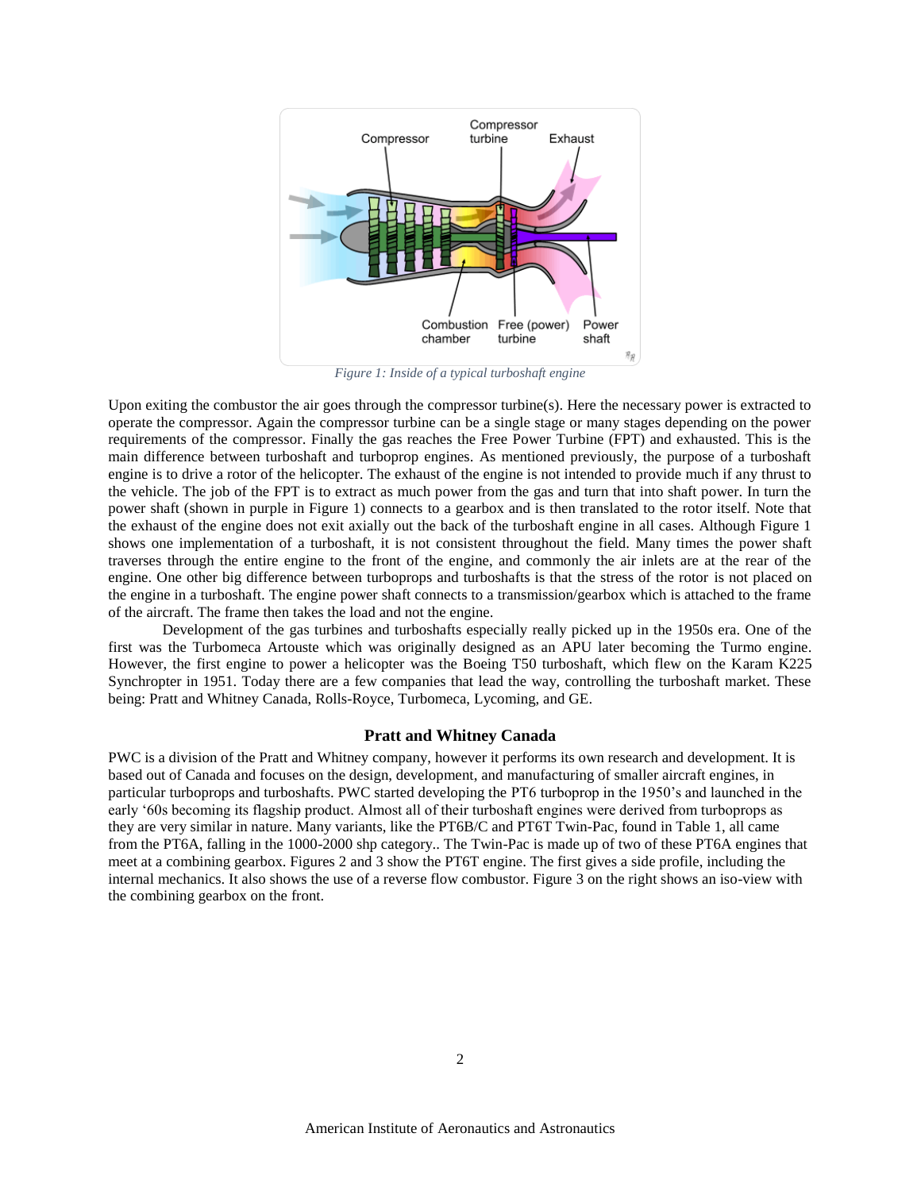Compressor

Compressor turbine

Exhaust

Combustion chamber

Free (power) turbine

Power shaft

*Figure 1: Inside of a typical turboshaft engine*

Upon exiting the combustor the air goes through the compressor turbine(s). Here the necessary power is extracted to operate the compressor. Again the compressor turbine can be a single stage or many stages depending on the power requirements of the compressor. Finally the gas reaches the Free Power Turbine (FPT) and exhausted. This is the main difference between turboshaft and turboprop engines. As mentioned previously, the purpose of a turboshaft engine is to drive a rotor of the helicopter. The exhaust of the engine is not intended to provide much if any thrust to the vehicle. The job of the FPT is to extract as much power from the gas and turn that into shaft power. In turn the power shaft (shown in purple in Figure 1) connects to a gearbox and is then translated to the rotor itself. Note that the exhaust of the engine does not exit axially out the back of the turboshaft engine in all cases. Although Figure 1 shows one implementation of a turboshaft, it is not consistent throughout the field. Many times the power shaft traverses through the entire engine to the front of the engine, and commonly the air inlets are at the rear of the engine. One other big difference between turboprops and turboshafts is that the stress of the rotor is not placed on the engine in a turboshaft. The engine power shaft connects to a transmission/gearbox which is attached to the frame of the aircraft. The frame then takes the load and not the engine.

Development of the gas turbines and turboshafts especially really picked up in the 1950s era. One of the first was the Turbomeca Artouste which was originally designed as an APU later becoming the Turmo engine. However, the first engine to power a helicopter was the Boeing T50 turboshaft, which flew on the Karam K225 Synchropter in 1951. Today there are a few companies that lead the way, controlling the turboshaft market. These being: Pratt and Whitney Canada, Rolls-Royce, Turbomeca, Lycoming, and GE.

## Pratt and Whitney Canada

PWC is a division of the Pratt and Whitney company, however it performs its own research and development. It is based out of Canada and focuses on the design, development, and manufacturing of smaller aircraft engines, in particular turboprops and turboshafts. PWC started developing the PT6 turboprop in the 1950's and launched in the early '60s becoming its flagship product. Almost all of their turboshaft engines were derived from turboprops as they are very similar in nature. Many variants, like the PT6B/C and PT6T Twin-Pac, found in Table 1, all came from the PT6A, falling in the 1000-2000 shp category.. The Twin-Pac is made up of two of these PT6A engines that meet at a combining gearbox. Figures 2 and 3 show the PT6T engine. The first gives a side profile, including the internal mechanics. It also shows the use of a reverse flow combustor. Figure 3 on the right shows an iso-view with the combining gearbox on the front.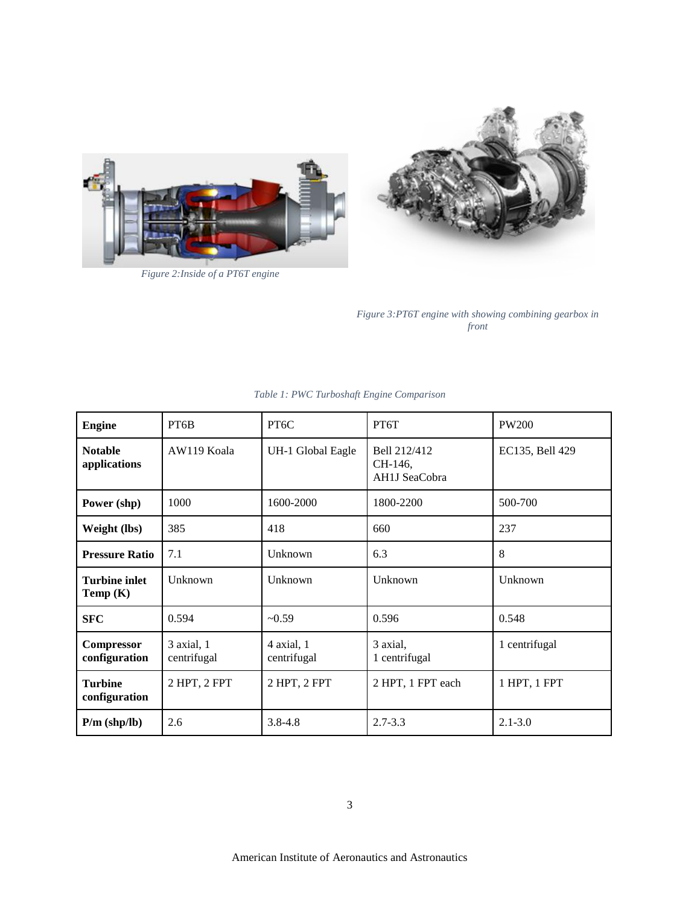*Figure 2:Inside of a PT6T engine*

*Figure 3:PT6T engine with showing combining gearbox in front*

*Table 1: PWC Turboshaft Engine Comparison*

| **Engine** | PT6B | PT6C | PT6T | PW200 |
|---|---|---|---|---|
| **Notable applications** | AW119 Koala | UH-1 Global Eagle | Bell 212/412 CH-146, AH1J SeaCobra | EC135, Bell 429 |
| **Power (shp)** | 1000 | 1600-2000 | 1800-2200 | 500-700 |
| **Weight (lbs)** | 385 | 418 | 660 | 237 |
| **Pressure Ratio** | 7.1 | Unknown | 6.3 | 8 |
| **Turbine inlet Temp (K)** | Unknown | Unknown | Unknown | Unknown |
| **SFC** | 0.594 | ~0.59 | 0.596 | 0.548 |
| **Compressor configuration** | 3 axial, 1 centrifugal | 4 axial, 1 centrifugal | 3 axial, 1 centrifugal | 1 centrifugal |
| **Turbine configuration** | 2 HPT, 2 FPT | 2 HPT, 2 FPT | 2 HPT, 1 FPT each | 1 HPT, 1 FPT |
| **P/m (shp/lb)** | 2.6 | 3.8-4.8 | 2.7-3.3 | 2.1-3.0 |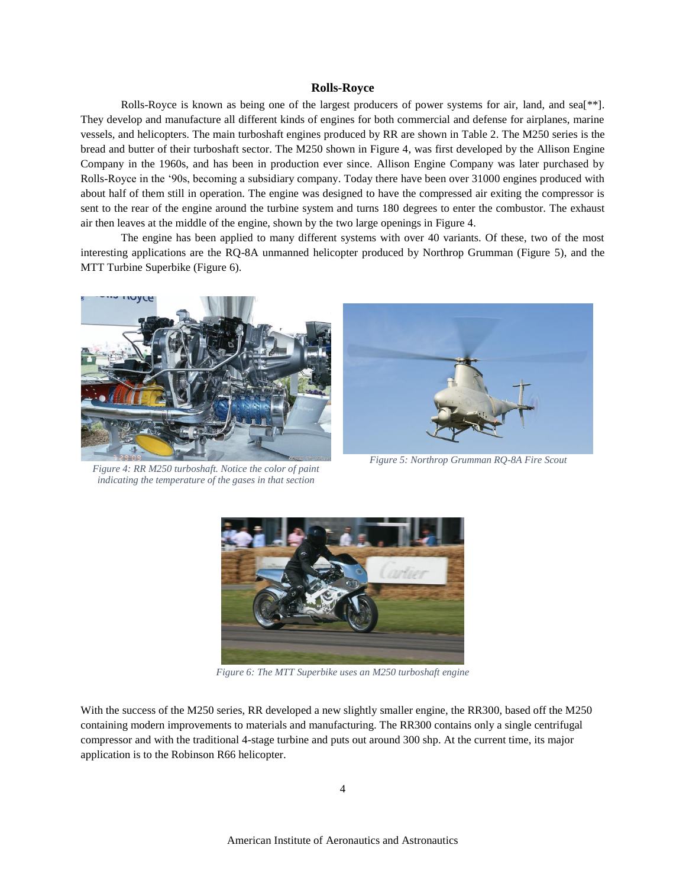## Rolls-Royce

Rolls-Royce is known as being one of the largest producers of power systems for air, land, and sea[**]. They develop and manufacture all different kinds of engines for both commercial and defense for airplanes, marine vessels, and helicopters. The main turboshaft engines produced by RR are shown in Table 2. The M250 series is the bread and butter of their turboshaft sector. The M250 shown in Figure 4, was first developed by the Allison Engine Company in the 1960s, and has been in production ever since. Allison Engine Company was later purchased by Rolls-Royce in the '90s, becoming a subsidiary company. Today there have been over 31000 engines produced with about half of them still in operation. The engine was designed to have the compressed air exiting the compressor is sent to the rear of the engine around the turbine system and turns 180 degrees to enter the combustor. The exhaust air then leaves at the middle of the engine, shown by the two large openings in Figure 4.

The engine has been applied to many different systems with over 40 variants. Of these, two of the most interesting applications are the RQ-8A unmanned helicopter produced by Northrop Grumman (Figure 5), and the MTT Turbine Superbike (Figure 6).

*Figure 4: RR M250 turboshaft. Notice the color of paint indicating the temperature of the gases in that section*

*Figure 5: Northrop Grumman RQ-8A Fire Scout*

*Figure 6: The MTT Superbike uses an M250 turboshaft engine*

With the success of the M250 series, RR developed a new slightly smaller engine, the RR300, based off the M250 containing modern improvements to materials and manufacturing. The RR300 contains only a single centrifugal compressor and with the traditional 4-stage turbine and puts out around 300 shp. At the current time, its major application is to the Robinson R66 helicopter.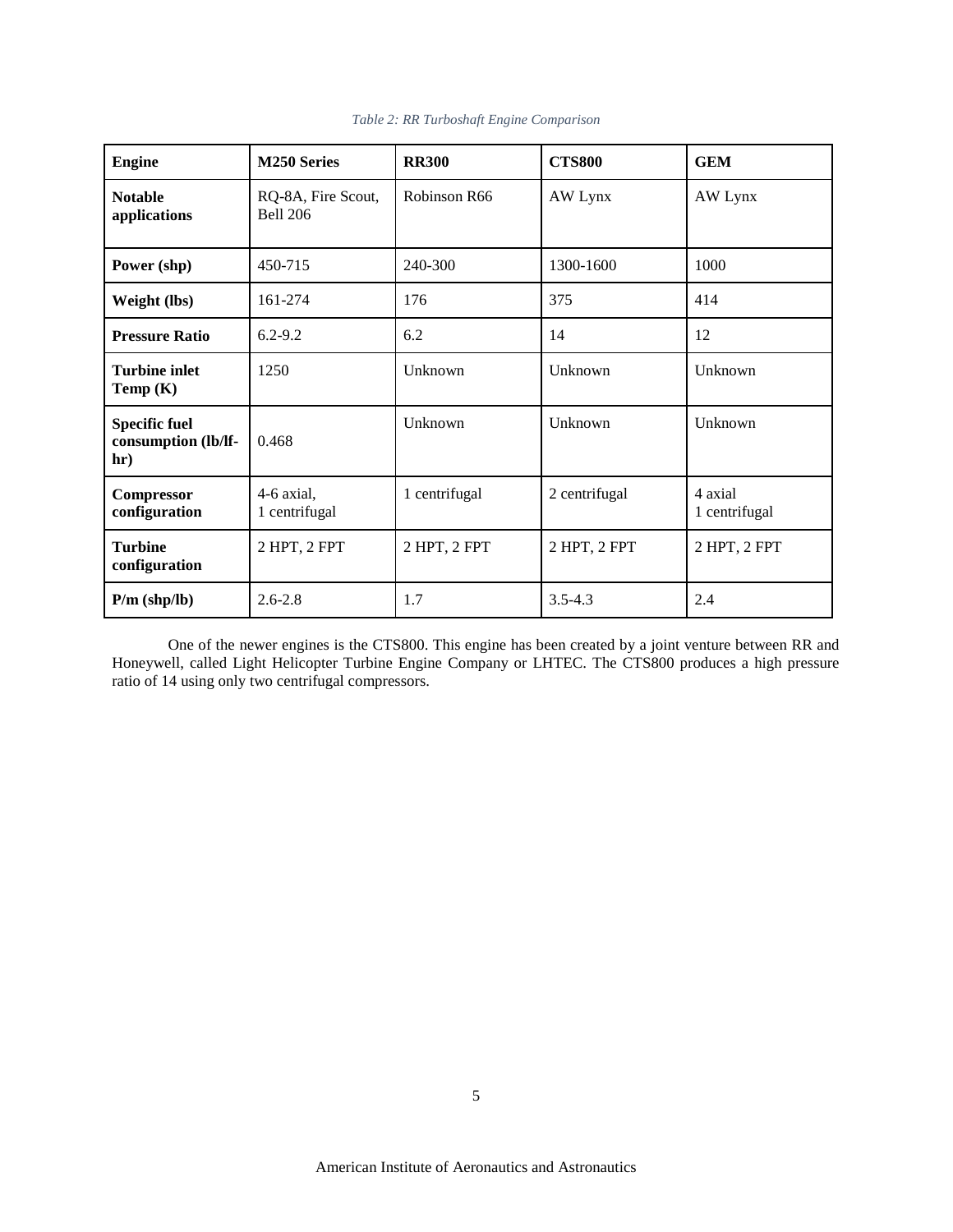*Table 2: RR Turboshaft Engine Comparison*

| **Engine** | **M250 Series** | **RR300** | **CTS800** | **GEM** |
|---|---|---|---|---|
| **Notable applications** | RQ-8A, Fire Scout, Bell 206 | Robinson R66 | AW Lynx | AW Lynx |
| **Power (shp)** | 450-715 | 240-300 | 1300-1600 | 1000 |
| **Weight (lbs)** | 161-274 | 176 | 375 | 414 |
| **Pressure Ratio** | 6.2-9.2 | 6.2 | 14 | 12 |
| **Turbine inlet Temp (K)** | 1250 | Unknown | Unknown | Unknown |
| **Specific fuel consumption (lb/lf-hr)** | 0.468 | Unknown | Unknown | Unknown |
| **Compressor configuration** | 4-6 axial, 1 centrifugal | 1 centrifugal | 2 centrifugal | 4 axial 1 centrifugal |
| **Turbine configuration** | 2 HPT, 2 FPT | 2 HPT, 2 FPT | 2 HPT, 2 FPT | 2 HPT, 2 FPT |
| **P/m (shp/lb)** | 2.6-2.8 | 1.7 | 3.5-4.3 | 2.4 |

One of the newer engines is the CTS800. This engine has been created by a joint venture between RR and Honeywell, called Light Helicopter Turbine Engine Company or LHTEC. The CTS800 produces a high pressure ratio of 14 using only two centrifugal compressors.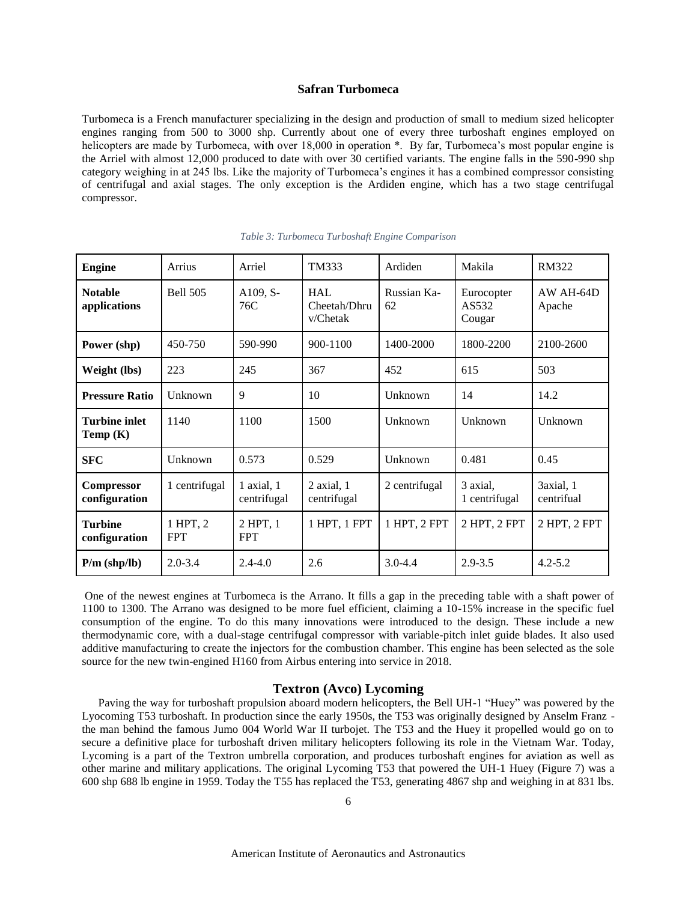## Safran Turbomeca

Turbomeca is a French manufacturer specializing in the design and production of small to medium sized helicopter engines ranging from 500 to 3000 shp. Currently about one of every three turboshaft engines employed on helicopters are made by Turbomeca, with over 18,000 in operation *. By far, Turbomeca's most popular engine is the Arriel with almost 12,000 produced to date with over 30 certified variants. The engine falls in the 590-990 shp category weighing in at 245 lbs. Like the majority of Turbomeca's engines it has a combined compressor consisting of centrifugal and axial stages. The only exception is the Ardiden engine, which has a two stage centrifugal compressor.

*Table 3: Turbomeca Turboshaft Engine Comparison*

| **Engine** | Arrius | Arriel | TM333 | Ardiden | Makila | RM322 |
|---|---|---|---|---|---|---|
| **Notable applications** | Bell 505 | A109, S-76C | HAL Cheetah/Dhruv/Chetak | Russian Ka-62 | Eurocopter AS532 Cougar | AW AH-64D Apache |
| **Power (shp)** | 450-750 | 590-990 | 900-1100 | 1400-2000 | 1800-2200 | 2100-2600 |
| **Weight (lbs)** | 223 | 245 | 367 | 452 | 615 | 503 |
| **Pressure Ratio** | Unknown | 9 | 10 | Unknown | 14 | 14.2 |
| **Turbine inlet Temp (K)** | 1140 | 1100 | 1500 | Unknown | Unknown | Unknown |
| **SFC** | Unknown | 0.573 | 0.529 | Unknown | 0.481 | 0.45 |
| **Compressor configuration** | 1 centrifugal | 1 axial, 1 centrifugal | 2 axial, 1 centrifugal | 2 centrifugal | 3 axial, 1 centrifugal | 3axial, 1 centrifual |
| **Turbine configuration** | 1 HPT, 2 FPT | 2 HPT, 1 FPT | 1 HPT, 1 FPT | 1 HPT, 2 FPT | 2 HPT, 2 FPT | 2 HPT, 2 FPT |
| **P/m (shp/lb)** | 2.0-3.4 | 2.4-4.0 | 2.6 | 3.0-4.4 | 2.9-3.5 | 4.2-5.2 |

One of the newest engines at Turbomeca is the Arrano. It fills a gap in the preceding table with a shaft power of 1100 to 1300. The Arrano was designed to be more fuel efficient, claiming a 10-15% increase in the specific fuel consumption of the engine. To do this many innovations were introduced to the design. These include a new thermodynamic core, with a dual-stage centrifugal compressor with variable-pitch inlet guide blades. It also used additive manufacturing to create the injectors for the combustion chamber. This engine has been selected as the sole source for the new twin-engined H160 from Airbus entering into service in 2018.

## Textron (Avco) Lycoming

Paving the way for turboshaft propulsion aboard modern helicopters, the Bell UH-1 "Huey" was powered by the Lyocoming T53 turboshaft. In production since the early 1950s, the T53 was originally designed by Anselm Franz - the man behind the famous Jumo 004 World War II turbojet. The T53 and the Huey it propelled would go on to secure a definitive place for turboshaft driven military helicopters following its role in the Vietnam War. Today, Lycoming is a part of the Textron umbrella corporation, and produces turboshaft engines for aviation as well as other marine and military applications. The original Lycoming T53 that powered the UH-1 Huey (Figure 7) was a 600 shp 688 lb engine in 1959. Today the T55 has replaced the T53, generating 4867 shp and weighing in at 831 lbs.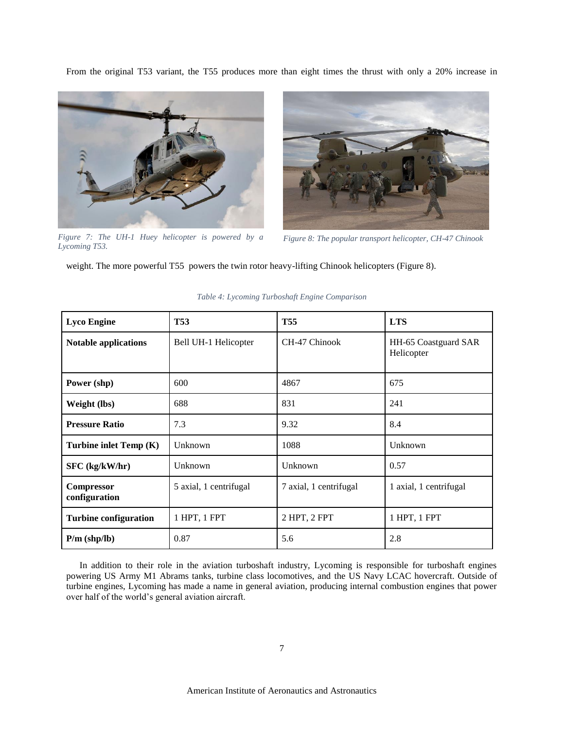From the original T53 variant, the T55 produces more than eight times the thrust with only a 20% increase in weight. The more powerful T55 powers the twin rotor heavy-lifting Chinook helicopters (Figure 8).

*Figure 7: The UH-1 Huey helicopter is powered by a Lycoming T53.*

*Figure 8: The popular transport helicopter, CH-47 Chinook*

*Table 4: Lycoming Turboshaft Engine Comparison*

| **Lyco Engine** | **T53** | **T55** | **LTS** |
|---|---|---|---|
| **Notable applications** | Bell UH-1 Helicopter | CH-47 Chinook | HH-65 Coastguard SAR Helicopter |
| **Power (shp)** | 600 | 4867 | 675 |
| **Weight (lbs)** | 688 | 831 | 241 |
| **Pressure Ratio** | 7.3 | 9.32 | 8.4 |
| **Turbine inlet Temp (K)** | Unknown | 1088 | Unknown |
| **SFC (kg/kW/hr)** | Unknown | Unknown | 0.57 |
| **Compressor configuration** | 5 axial, 1 centrifugal | 7 axial, 1 centrifugal | 1 axial, 1 centrifugal |
| **Turbine configuration** | 1 HPT, 1 FPT | 2 HPT, 2 FPT | 1 HPT, 1 FPT |
| **P/m (shp/lb)** | 0.87 | 5.6 | 2.8 |

In addition to their role in the aviation turboshaft industry, Lycoming is responsible for turboshaft engines powering US Army M1 Abrams tanks, turbine class locomotives, and the US Navy LCAC hovercraft. Outside of turbine engines, Lycoming has made a name in general aviation, producing internal combustion engines that power over half of the world's general aviation aircraft.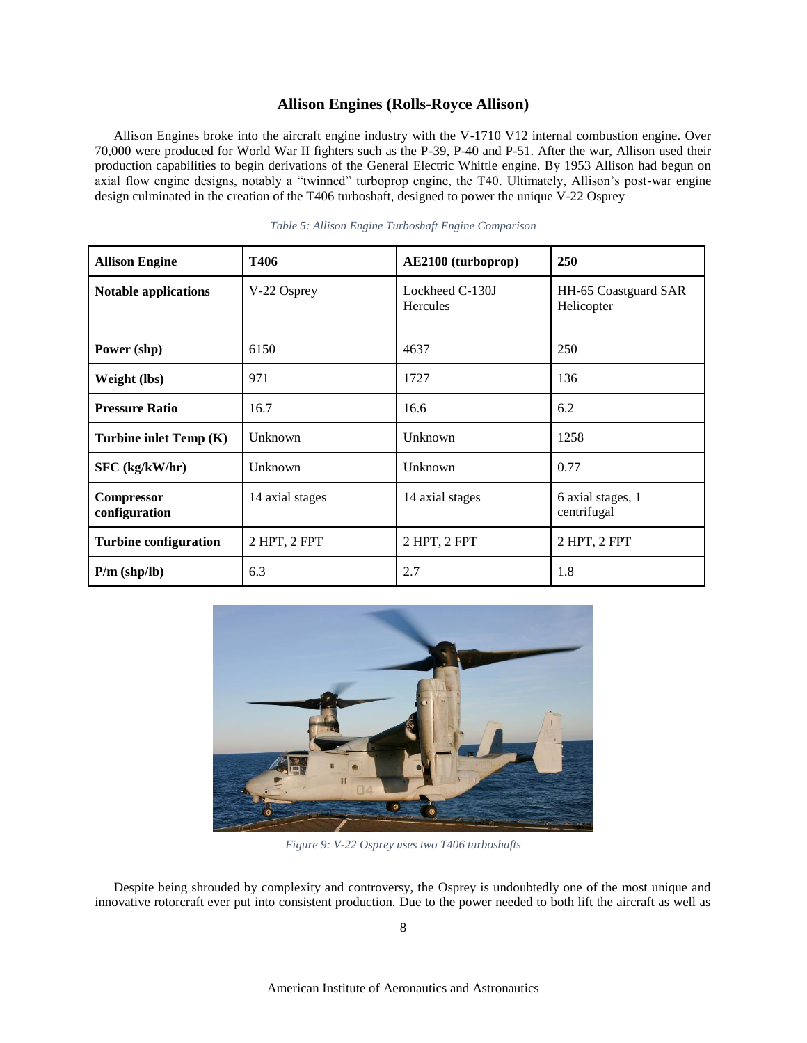## Allison Engines (Rolls-Royce Allison)

Allison Engines broke into the aircraft engine industry with the V-1710 V12 internal combustion engine. Over 70,000 were produced for World War II fighters such as the P-39, P-40 and P-51. After the war, Allison used their production capabilities to begin derivations of the General Electric Whittle engine. By 1953 Allison had begun on axial flow engine designs, notably a "twinned" turboprop engine, the T40. Ultimately, Allison's post-war engine design culminated in the creation of the T406 turboshaft, designed to power the unique V-22 Osprey

*Table 5: Allison Engine Turboshaft Engine Comparison*

| **Allison Engine** | **T406** | **AE2100 (turboprop)** | **250** |
|---|---|---|---|
| **Notable applications** | V-22 Osprey | Lockheed C-130J Hercules | HH-65 Coastguard SAR Helicopter |
| **Power (shp)** | 6150 | 4637 | 250 |
| **Weight (lbs)** | 971 | 1727 | 136 |
| **Pressure Ratio** | 16.7 | 16.6 | 6.2 |
| **Turbine inlet Temp (K)** | Unknown | Unknown | 1258 |
| **SFC (kg/kW/hr)** | Unknown | Unknown | 0.77 |
| **Compressor configuration** | 14 axial stages | 14 axial stages | 6 axial stages, 1 centrifugal |
| **Turbine configuration** | 2 HPT, 2 FPT | 2 HPT, 2 FPT | 2 HPT, 2 FPT |
| **P/m (shp/lb)** | 6.3 | 2.7 | 1.8 |

*Figure 9: V-22 Osprey uses two T406 turboshafts*

Despite being shrouded by complexity and controversy, the Osprey is undoubtedly one of the most unique and innovative rotorcraft ever put into consistent production. Due to the power needed to both lift the aircraft as well as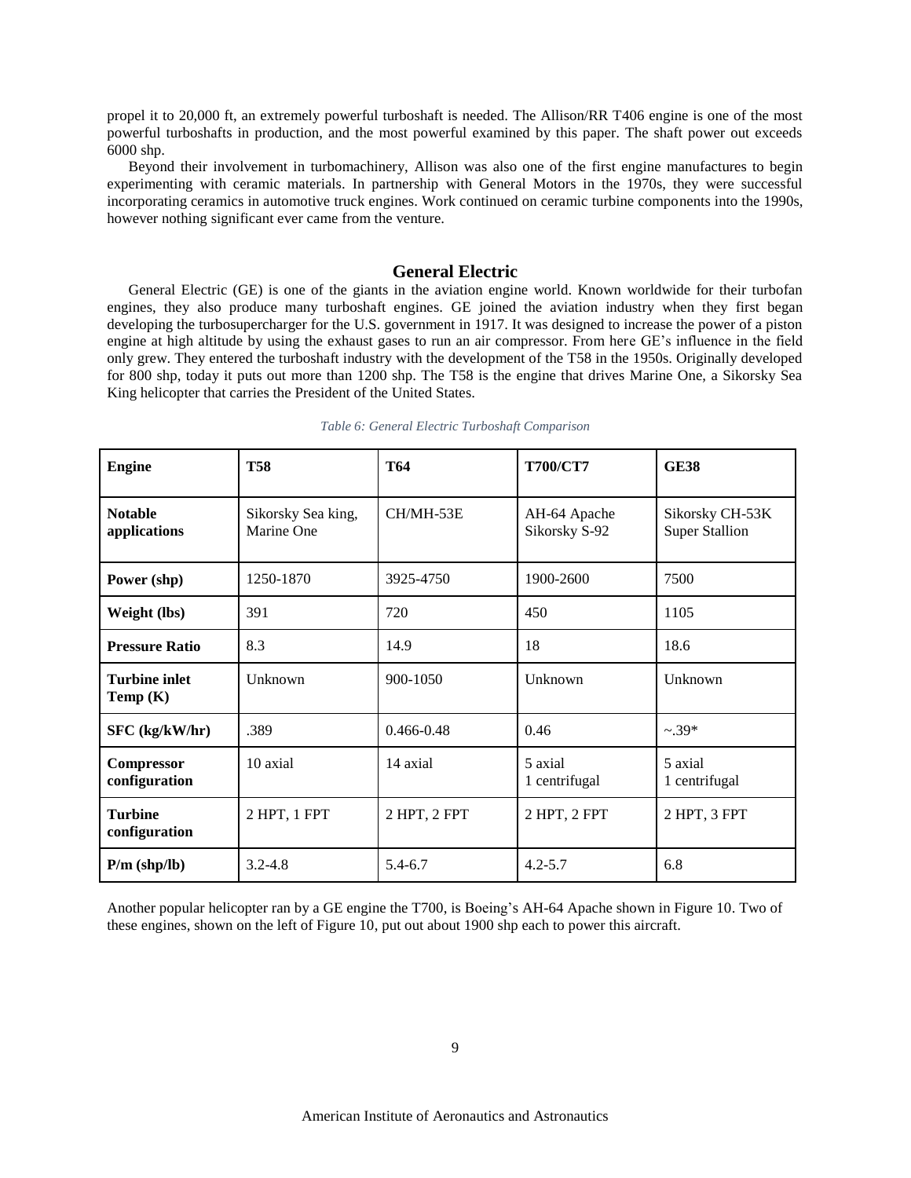propel it to 20,000 ft, an extremely powerful turboshaft is needed. The Allison/RR T406 engine is one of the most powerful turboshafts in production, and the most powerful examined by this paper. The shaft power out exceeds 6000 shp.

Beyond their involvement in turbomachinery, Allison was also one of the first engine manufactures to begin experimenting with ceramic materials. In partnership with General Motors in the 1970s, they were successful incorporating ceramics in automotive truck engines. Work continued on ceramic turbine components into the 1990s, however nothing significant ever came from the venture.

## General Electric

General Electric (GE) is one of the giants in the aviation engine world. Known worldwide for their turbofan engines, they also produce many turboshaft engines. GE joined the aviation industry when they first began developing the turbosupercharger for the U.S. government in 1917. It was designed to increase the power of a piston engine at high altitude by using the exhaust gases to run an air compressor. From here GE's influence in the field only grew. They entered the turboshaft industry with the development of the T58 in the 1950s. Originally developed for 800 shp, today it puts out more than 1200 shp. The T58 is the engine that drives Marine One, a Sikorsky Sea King helicopter that carries the President of the United States.

*Table 6: General Electric Turboshaft Comparison*

| **Engine** | **T58** | **T64** | **T700/CT7** | **GE38** |
|---|---|---|---|---|
| **Notable applications** | Sikorsky Sea king, Marine One | CH/MH-53E | AH-64 Apache Sikorsky S-92 | Sikorsky CH-53K Super Stallion |
| **Power (shp)** | 1250-1870 | 3925-4750 | 1900-2600 | 7500 |
| **Weight (lbs)** | 391 | 720 | 450 | 1105 |
| **Pressure Ratio** | 8.3 | 14.9 | 18 | 18.6 |
| **Turbine inlet Temp (K)** | Unknown | 900-1050 | Unknown | Unknown |
| **SFC (kg/kW/hr)** | .389 | 0.466-0.48 | 0.46 | ~.39* |
| **Compressor configuration** | 10 axial | 14 axial | 5 axial 1 centrifugal | 5 axial 1 centrifugal |
| **Turbine configuration** | 2 HPT, 1 FPT | 2 HPT, 2 FPT | 2 HPT, 2 FPT | 2 HPT, 3 FPT |
| **P/m (shp/lb)** | 3.2-4.8 | 5.4-6.7 | 4.2-5.7 | 6.8 |

Another popular helicopter ran by a GE engine the T700, is Boeing's AH-64 Apache shown in Figure 10. Two of these engines, shown on the left of Figure 10, put out about 1900 shp each to power this aircraft.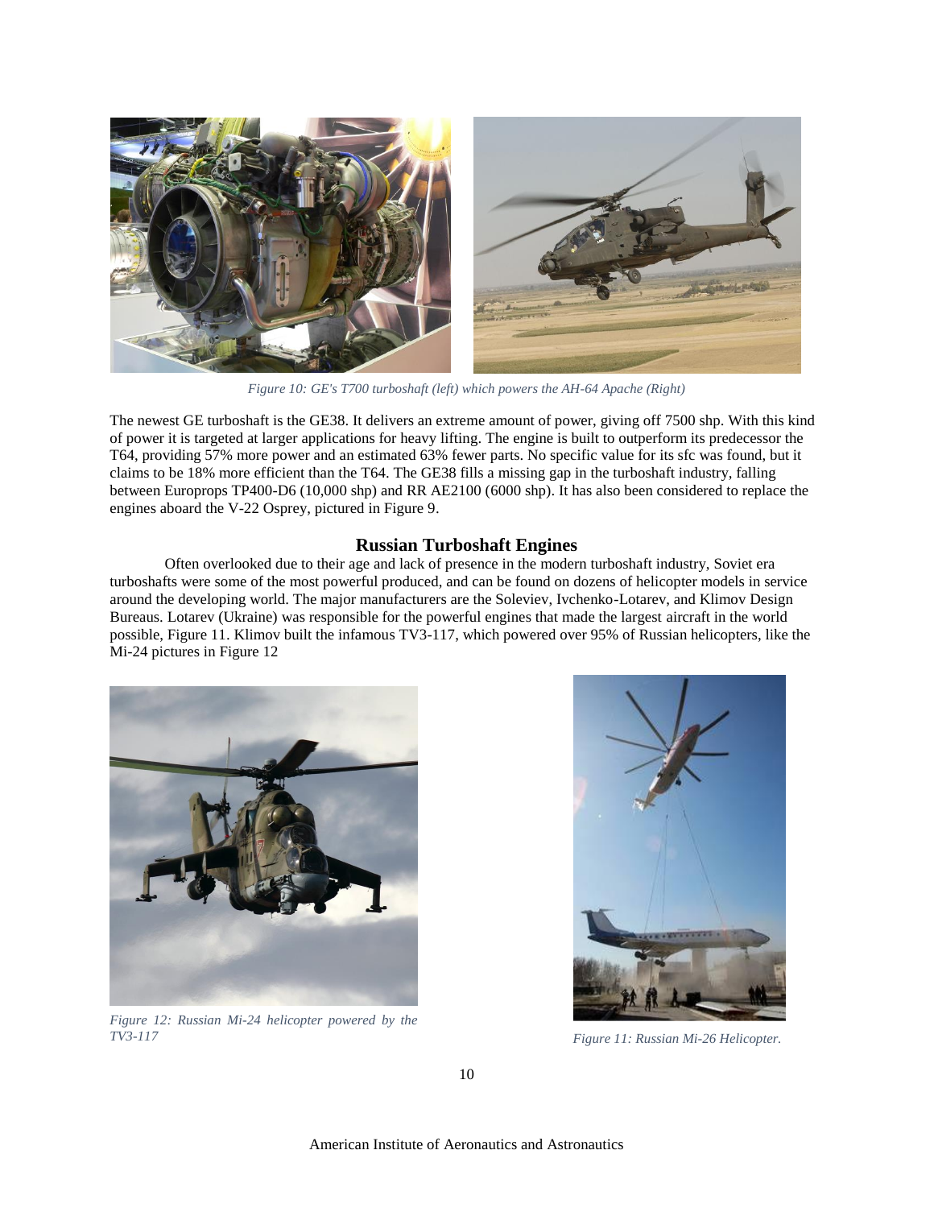*Figure 10: GE's T700 turboshaft (left) which powers the AH-64 Apache (Right)*

The newest GE turboshaft is the GE38. It delivers an extreme amount of power, giving off 7500 shp. With this kind of power it is targeted at larger applications for heavy lifting. The engine is built to outperform its predecessor the T64, providing 57% more power and an estimated 63% fewer parts. No specific value for its sfc was found, but it claims to be 18% more efficient than the T64. The GE38 fills a missing gap in the turboshaft industry, falling between Europrops TP400-D6 (10,000 shp) and RR AE2100 (6000 shp). It has also been considered to replace the engines aboard the V-22 Osprey, pictured in Figure 9.

## Russian Turboshaft Engines

Often overlooked due to their age and lack of presence in the modern turboshaft industry, Soviet era turboshafts were some of the most powerful produced, and can be found on dozens of helicopter models in service around the developing world. The major manufacturers are the Soleviev, Ivchenko-Lotarev, and Klimov Design Bureaus. Lotarev (Ukraine) was responsible for the powerful engines that made the largest aircraft in the world possible, Figure 11. Klimov built the infamous TV3-117, which powered over 95% of Russian helicopters, like the Mi-24 pictures in Figure 12

*Figure 12: Russian Mi-24 helicopter powered by the TV3-117*

*Figure 11: Russian Mi-26 Helicopter.*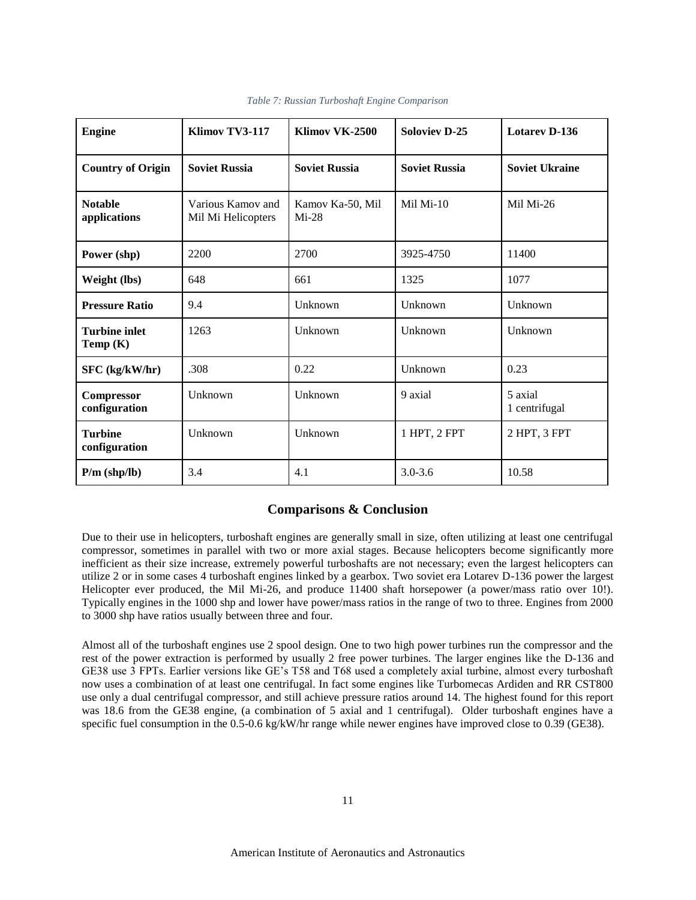*Table 7: Russian Turboshaft Engine Comparison*

| **Engine** | **Klimov TV3-117** | **Klimov VK-2500** | **Soloviev D-25** | **Lotarev D-136** |
|---|---|---|---|---|
| **Country of Origin** | **Soviet Russia** | **Soviet Russia** | **Soviet Russia** | **Soviet Ukraine** |
| **Notable applications** | Various Kamov and Mil Mi Helicopters | Kamov Ka-50, Mil Mi-28 | Mil Mi-10 | Mil Mi-26 |
| **Power (shp)** | 2200 | 2700 | 3925-4750 | 11400 |
| **Weight (lbs)** | 648 | 661 | 1325 | 1077 |
| **Pressure Ratio** | 9.4 | Unknown | Unknown | Unknown |
| **Turbine inlet Temp (K)** | 1263 | Unknown | Unknown | Unknown |
| **SFC (kg/kW/hr)** | .308 | 0.22 | Unknown | 0.23 |
| **Compressor configuration** | Unknown | Unknown | 9 axial | 5 axial 1 centrifugal |
| **Turbine configuration** | Unknown | Unknown | 1 HPT, 2 FPT | 2 HPT, 3 FPT |
| **P/m (shp/lb)** | 3.4 | 4.1 | 3.0-3.6 | 10.58 |

## Comparisons & Conclusion

Due to their use in helicopters, turboshaft engines are generally small in size, often utilizing at least one centrifugal compressor, sometimes in parallel with two or more axial stages. Because helicopters become significantly more inefficient as their size increase, extremely powerful turboshafts are not necessary; even the largest helicopters can utilize 2 or in some cases 4 turboshaft engines linked by a gearbox. Two soviet era Lotarev D-136 power the largest Helicopter ever produced, the Mil Mi-26, and produce 11400 shaft horsepower (a power/mass ratio over 10!). Typically engines in the 1000 shp and lower have power/mass ratios in the range of two to three. Engines from 2000 to 3000 shp have ratios usually between three and four.

Almost all of the turboshaft engines use 2 spool design. One to two high power turbines run the compressor and the rest of the power extraction is performed by usually 2 free power turbines. The larger engines like the D-136 and GE38 use 3 FPTs. Earlier versions like GE's T58 and T68 used a completely axial turbine, almost every turboshaft now uses a combination of at least one centrifugal. In fact some engines like Turbomecas Ardiden and RR CST800 use only a dual centrifugal compressor, and still achieve pressure ratios around 14. The highest found for this report was 18.6 from the GE38 engine, (a combination of 5 axial and 1 centrifugal). Older turboshaft engines have a specific fuel consumption in the 0.5-0.6 kg/kW/hr range while newer engines have improved close to 0.39 (GE38).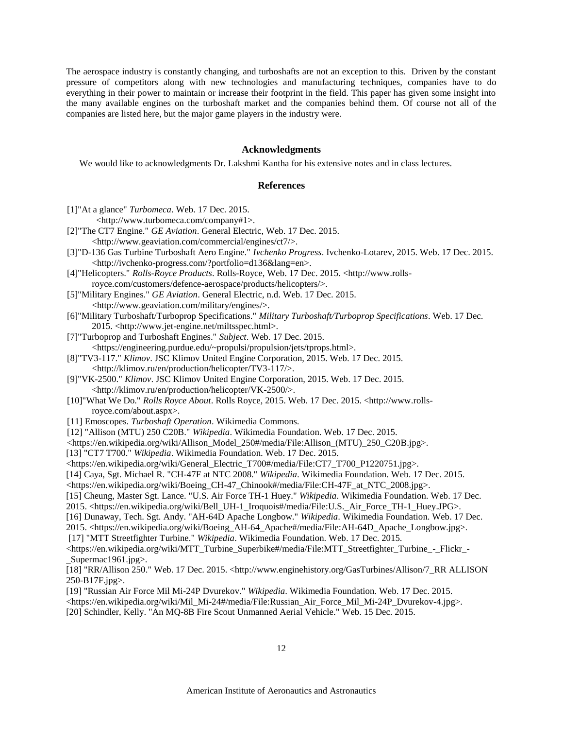The aerospace industry is constantly changing, and turboshafts are not an exception to this. Driven by the constant pressure of competitors along with new technologies and manufacturing techniques, companies have to do everything in their power to maintain or increase their footprint in the field. This paper has given some insight into the many available engines on the turboshaft market and the companies behind them. Of course not all of the companies are listed here, but the major game players in the industry were.

## Acknowledgments

We would like to acknowledgments Dr. Lakshmi Kantha for his extensive notes and in class lectures.

## References

[1]"At a glance" *Turbomeca*. Web. 17 Dec. 2015. <http://www.turbomeca.com/company#1>.

[2]"The CT7 Engine." *GE Aviation*. General Electric, Web. 17 Dec. 2015. <http://www.geaviation.com/commercial/engines/ct7/>.

[3]"D-136 Gas Turbine Turboshaft Aero Engine." *Ivchenko Progress*. Ivchenko-Lotarev, 2015. Web. 17 Dec. 2015. <http://ivchenko-progress.com/?portfolio=d136&lang=en>.

[4]"Helicopters." *Rolls-Royce Products*. Rolls-Royce, Web. 17 Dec. 2015. <http://www.rolls-royce.com/customers/defence-aerospace/products/helicopters/>.

[5]"Military Engines." *GE Aviation*. General Electric, n.d. Web. 17 Dec. 2015. <http://www.geaviation.com/military/engines/>.

[6]"Military Turboshaft/Turboprop Specifications." *Military Turboshaft/Turboprop Specifications*. Web. 17 Dec. 2015. <http://www.jet-engine.net/miltsspec.html>.

[7]"Turboprop and Turboshaft Engines." *Subject*. Web. 17 Dec. 2015. <https://engineering.purdue.edu/~propulsi/propulsion/jets/tprops.html>.

[8]"TV3-117." *Klimov*. JSC Klimov United Engine Corporation, 2015. Web. 17 Dec. 2015. <http://klimov.ru/en/production/helicopter/TV3-117/>.

[9]"VK-2500." *Klimov*. JSC Klimov United Engine Corporation, 2015. Web. 17 Dec. 2015. <http://klimov.ru/en/production/helicopter/VK-2500/>.

[10]"What We Do." *Rolls Royce About*. Rolls Royce, 2015. Web. 17 Dec. 2015. <http://www.rolls-royce.com/about.aspx>.

[11] Emoscopes. *Turboshaft Operation*. Wikimedia Commons.

[12] "Allison (MTU) 250 C20B." *Wikipedia*. Wikimedia Foundation. Web. 17 Dec. 2015. <https://en.wikipedia.org/wiki/Allison_Model_250#/media/File:Allison_(MTU)_250_C20B.jpg>.

[13] "CT7 T700." *Wikipedia*. Wikimedia Foundation. Web. 17 Dec. 2015. <https://en.wikipedia.org/wiki/General_Electric_T700#/media/File:CT7_T700_P1220751.jpg>.

[14] Caya, Sgt. Michael R. "CH-47F at NTC 2008." *Wikipedia*. Wikimedia Foundation. Web. 17 Dec. 2015. <https://en.wikipedia.org/wiki/Boeing_CH-47_Chinook#/media/File:CH-47F_at_NTC_2008.jpg>.

[15] Cheung, Master Sgt. Lance. "U.S. Air Force TH-1 Huey." *Wikipedia*. Wikimedia Foundation. Web. 17 Dec. 2015. <https://en.wikipedia.org/wiki/Bell_UH-1_Iroquois#/media/File:U.S._Air_Force_TH-1_Huey.JPG>.

[16] Dunaway, Tech. Sgt. Andy. "AH-64D Apache Longbow." *Wikipedia*. Wikimedia Foundation. Web. 17 Dec. 2015. <https://en.wikipedia.org/wiki/Boeing_AH-64_Apache#/media/File:AH-64D_Apache_Longbow.jpg>.

[17] "MTT Streetfighter Turbine." *Wikipedia*. Wikimedia Foundation. Web. 17 Dec. 2015. <https://en.wikipedia.org/wiki/MTT_Turbine_Superbike#/media/File:MTT_Streetfighter_Turbine_-_Flickr_-_Supermac1961.jpg>.

[18] "RR/Allison 250." Web. 17 Dec. 2015. <http://www.enginehistory.org/GasTurbines/Allison/7_RR ALLISON 250-B17F.jpg>.

[19] "Russian Air Force Mil Mi-24P Dvurekov." *Wikipedia*. Wikimedia Foundation. Web. 17 Dec. 2015. <https://en.wikipedia.org/wiki/Mil_Mi-24#/media/File:Russian_Air_Force_Mil_Mi-24P_Dvurekov-4.jpg>.

[20] Schindler, Kelly. "An MQ-8B Fire Scout Unmanned Aerial Vehicle." Web. 15 Dec. 2015.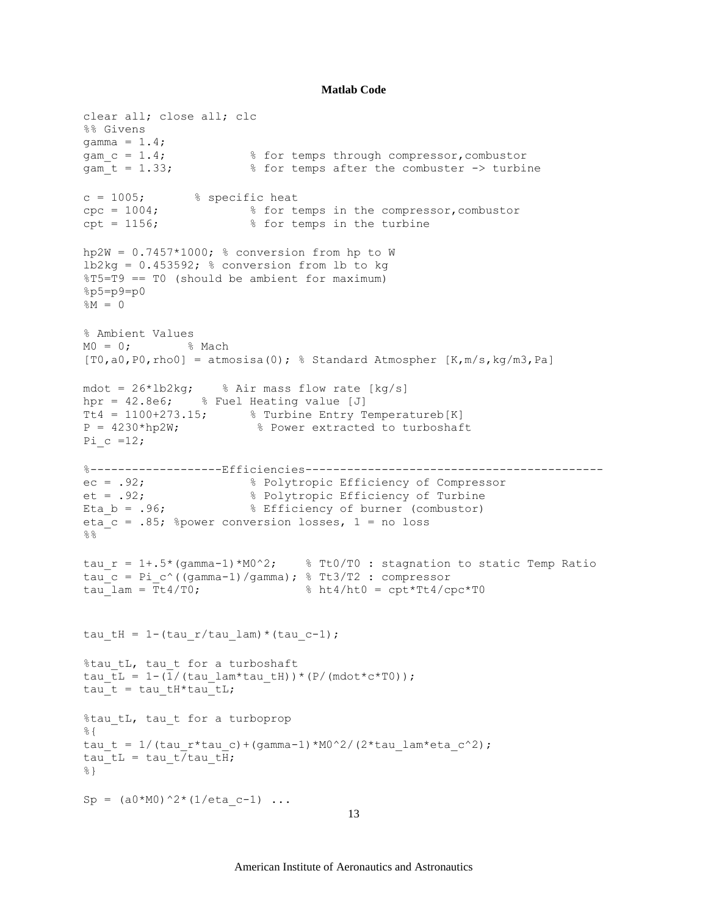**Matlab Code**

```
clear all; close all; clc
%% Givens
gamma = 1.4;
gam_c = 1.4;            % for temps through compressor,combustor
gam_t = 1.33;           % for temps after the combuster -> turbine

c = 1005;       % specific heat
cpc = 1004;             % for temps in the compressor,combustor
cpt = 1156;             % for temps in the turbine

hp2W = 0.7457*1000; % conversion from hp to W
lb2kg = 0.453592; % conversion from lb to kg
%T5=T9 == T0 (should be ambient for maximum)
%p5=p9=p0
%M = 0

% Ambient Values
M0 = 0;        % Mach
[T0,a0,P0,rho0] = atmosisa(0); % Standard Atmospher [K,m/s,kg/m3,Pa]

mdot = 26*lb2kg;    % Air mass flow rate [kg/s]
hpr = 42.8e6;    % Fuel Heating value [J]
Tt4 = 1100+273.15;      % Turbine Entry Temperatureb[K]
P = 4230*hp2W;           % Power extracted to turboshaft
Pi_c =12;

%-------------------Efficiencies------------------------------------------
ec = .92;               % Polytropic Efficiency of Compressor
et = .92;               % Polytropic Efficiency of Turbine
Eta_b = .96;            % Efficiency of burner (combustor)
eta_c = .85; %power conversion losses, 1 = no loss
%%

tau_r = 1+.5*(gamma-1)*M0^2;    % Tt0/T0 : stagnation to static Temp Ratio
tau_c = Pi_c^((gamma-1)/gamma); % Tt3/T2 : compressor
tau_lam = Tt4/T0;               % ht4/ht0 = cpt*Tt4/cpc*T0


tau_tH = 1-(tau_r/tau_lam)*(tau_c-1);

%tau_tL, tau_t for a turboshaft
tau_tL = 1-(1/(tau_lam*tau_tH))*(P/(mdot*c*T0));
tau_t = tau_tH*tau_tL;

%tau_tL, tau_t for a turboprop
%{
tau_t = 1/(tau_r*tau_c)+(gamma-1)*M0^2/(2*tau_lam*eta_c^2);
tau_tL = tau_t/tau_tH;
%}

Sp = (a0*M0)^2*(1/eta_c-1) ...
```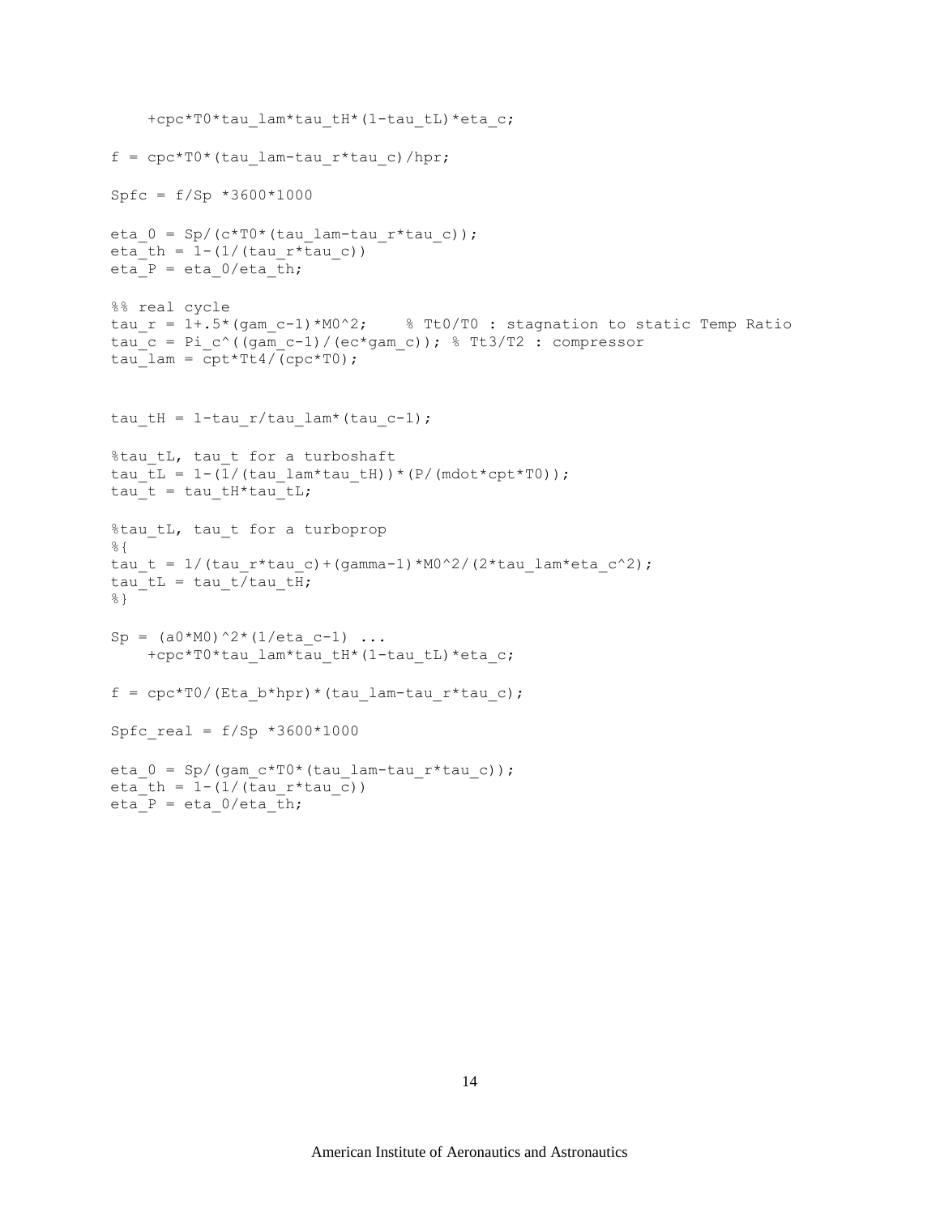```
    +cpc*T0*tau_lam*tau_tH*(1-tau_tL)*eta_c;

f = cpc*T0*(tau_lam-tau_r*tau_c)/hpr;

Spfc = f/Sp *3600*1000

eta_0 = Sp/(c*T0*(tau_lam-tau_r*tau_c));
eta_th = 1-(1/(tau_r*tau_c))
eta_P = eta_0/eta_th;

%% real cycle
tau_r = 1+.5*(gam_c-1)*M0^2;    % Tt0/T0 : stagnation to static Temp Ratio
tau_c = Pi_c^((gam_c-1)/(ec*gam_c)); % Tt3/T2 : compressor
tau_lam = cpt*Tt4/(cpc*T0);


tau_tH = 1-tau_r/tau_lam*(tau_c-1);

%tau_tL, tau_t for a turboshaft
tau_tL = 1-(1/(tau_lam*tau_tH))*(P/(mdot*cpt*T0));
tau_t = tau_tH*tau_tL;

%tau_tL, tau_t for a turboprop
%{
tau_t = 1/(tau_r*tau_c)+(gamma-1)*M0^2/(2*tau_lam*eta_c^2);
tau_tL = tau_t/tau_tH;
%}

Sp = (a0*M0)^2*(1/eta_c-1) ...
    +cpc*T0*tau_lam*tau_tH*(1-tau_tL)*eta_c;

f = cpc*T0/(Eta_b*hpr)*(tau_lam-tau_r*tau_c);

Spfc_real = f/Sp *3600*1000

eta_0 = Sp/(gam_c*T0*(tau_lam-tau_r*tau_c));
eta_th = 1-(1/(tau_r*tau_c))
eta_P = eta_0/eta_th;
```